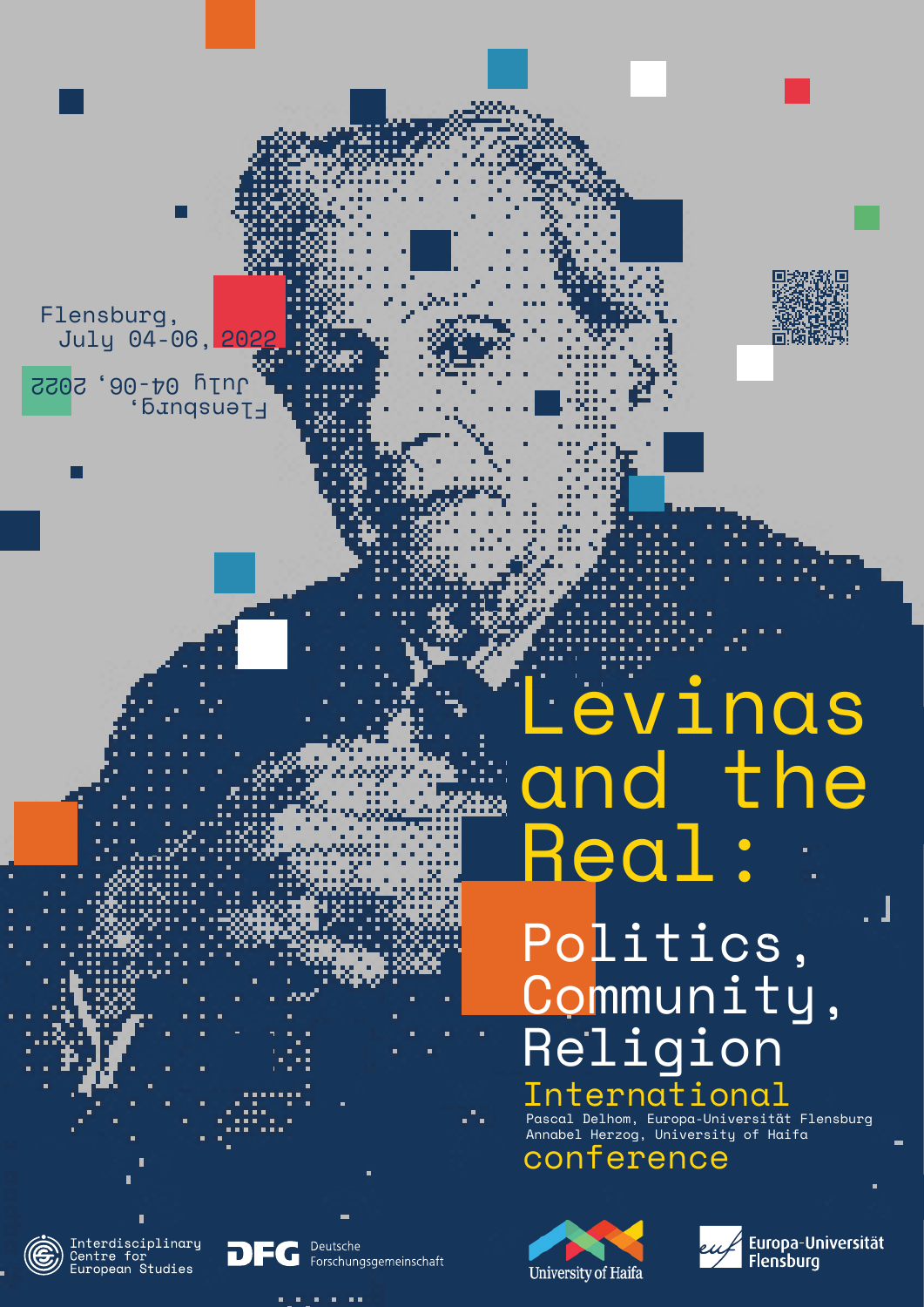Flensburg,
July 04-06, 2022

Flensburg,
July 04-06, 2022

# Levinas and the Real:

## Politics, Community, Religion

International conference

Pascal Delhom, Europa-Universität Flensburg
Annabel Herzog, University of Haifa

Interdisciplinary Centre for European Studies

DFG Deutsche Forschungsgemeinschaft

University of Haifa

Europa-Universität Flensburg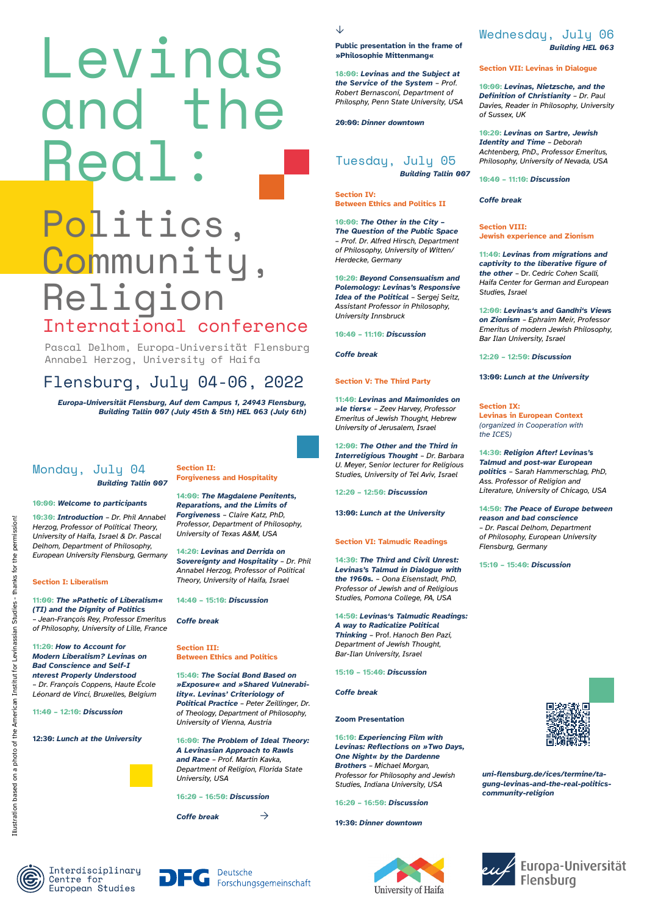# Levinas and the Real:

# Politics, Community, Religion

## International conference

Pascal Delhom, Europa-Universität Flensburg
Annabel Herzog, University of Haifa

## Flensburg, July 04-06, 2022

***Europa-Universität Flensburg, Auf dem Campus 1, 24943 Flensburg, Building Tallin 007 (July 45th & 5th) HEL 063 (July 6th)***

## Monday, July 04

***Building Tallin 007***

**10:00:** ***Welcome to participants***

**10:30:** ***Introduction*** – Dr. Phil Annabel Herzog, Professor of Political Theory, University of Haifa, Israel & Dr. Pascal Delhom, Department of Philosophy, European University Flensburg, Germany

### Section I: Liberalism

**11:00:** ***The »Pathetic of Liberalism« (TI) and the Dignity of Politics*** – *Jean-François Rey, Professor Emeritus of Philosophy, University of Lille, France*

**11:20:** ***How to Account for Modern Liberalism? Levinas on Bad Conscience and Self-Interest Properly Understood*** – *Dr. François Coppens, Haute École Léonard de Vinci, Bruxelles, Belgium*

**11:40 – 12:10:** ***Discussion***

**12:30:** ***Lunch at the University***

### Section II: Forgiveness and Hospitality

**14:00:** ***The Magdalene Penitents, Reparations, and the Limits of Forgiveness*** – *Claire Katz, PhD, Professor, Department of Philosophy, University of Texas A&M, USA*

**14:20:** ***Levinas and Derrida on Sovereignty and Hospitality*** – *Dr. Phil Annabel Herzog, Professor of Political Theory, University of Haifa, Israel*

**14:40 – 15:10:** ***Discussion***

***Coffe break***

### Section III: Between Ethics and Politics

**15:40:** ***The Social Bond Based on »Exposure« and »Shared Vulnerability«. Levinas' Criteriology of Political Practice*** – *Peter Zeillinger, Dr. of Theology, Department of Philosophy, University of Vienna, Austria*

**16:00:** ***The Problem of Ideal Theory: A Levinasian Approach to Rawls and Race*** – *Prof. Martin Kavka, Department of Religion, Florida State University, USA*

**16:20 – 16:50:** ***Discussion***

***Coffe break***

**Public presentation in the frame of »Philosophie Mittenmang«**

**18:00:** ***Levinas and the Subject at the Service of the System*** – *Prof. Robert Bernasconi, Department of Philosophy, Penn State University, USA*

**20:00:** ***Dinner downtown***

## Tuesday, July 05

***Building Tallin 007***

### Section IV: Between Ethics and Politics II

**10:00:** ***The Other in the City – The Question of the Public Space*** – *Prof. Dr. Alfred Hirsch, Department of Philosophy, University of Witten/Herdecke, Germany*

**10:20:** ***Beyond Consensualism and Polemology: Levinas's Responsive Idea of the Political*** – *Sergej Seitz, Assistant Professor in Philosophy, University Innsbruck*

**10:40 – 11:10:** ***Discussion***

***Coffe break***

### Section V: The Third Party

**11:40:** ***Levinas and Maimonides on »le tiers«*** – *Zeev Harvey, Professor Emeritus of Jewish Thought, Hebrew University of Jerusalem, Israel*

**12:00:** ***The Other and the Third in Interreligious Thought*** – *Dr. Barbara U. Meyer, Senior lecturer for Religious Studies, University of Tel Aviv, Israel*

**12:20 – 12:50:** ***Discussion***

**13:00:** ***Lunch at the University***

### Section VI: Talmudic Readings

**14:30:** ***The Third and Civil Unrest: Levinas's Talmud in Dialogue with the 1960s.*** – *Oona Eisenstadt, PhD, Professor of Jewish and of Religious Studies, Pomona College, PA, USA*

**14:50:** ***Levinas's Talmudic Readings: A way to Radicalize Political Thinking*** – *Prof. Hanoch Ben Pazi, Department of Jewish Thought, Bar-Ilan University, Israel*

**15:10 – 15:40:** ***Discussion***

***Coffe break***

**Zoom Presentation**

**16:10:** ***Experiencing Film with Levinas: Reflections on »Two Days, One Night« by the Dardenne Brothers*** – *Michael Morgan, Professor for Philosophy and Jewish Studies, Indiana University, USA*

**16:20 – 16:50:** ***Discussion***

**19:30:** ***Dinner downtown***

## Wednesday, July 06

***Building HEL 063***

### Section VII: Levinas in Dialogue

**10:00:** ***Levinas, Nietzsche, and the Definition of Christianity*** – *Dr. Paul Davies, Reader in Philosophy, University of Sussex, UK*

**10:20:** ***Levinas on Sartre, Jewish Identity and Time*** – *Deborah Achtenberg, PhD., Professor Emeritus, Philosophy, University of Nevada, USA*

**10:40 – 11:10:** ***Discussion***

***Coffe break***

### Section VIII: Jewish experience and Zionism

**11:40:** ***Levinas from migrations and captivity to the liberative figure of the other*** – *Dr. Cedric Cohen Scalli, Haifa Center for German and European Studies, Israel*

**12:00:** ***Levinas's and Gandhi's Views on Zionism*** – *Ephraim Meir, Professor Emeritus of modern Jewish Philosophy, Bar Ilan University, Israel*

**12:20 – 12:50:** ***Discussion***

**13:00:** ***Lunch at the University***

### Section IX: Levinas in European Context

*(organized in Cooperation with the ICES)*

**14:30:** ***Religion After! Levinas's Talmud and post-war European politics*** – *Sarah Hammerschlag, PhD, Ass. Professor of Religion and Literature, University of Chicago, USA*

**14:50:** ***The Peace of Europe between reason and bad conscience*** – *Dr. Pascal Delhom, Department of Philosophy, European University Flensburg, Germany*

**15:10 – 15:40:** ***Discussion***

***uni-flensburg.de/ices/termine/tagung-levinas-and-the-real-politics-community-religion***

Illustration based on a photo of the American Institut for Levinassian Studies - thanks for the permission!

Interdisciplinary Centre for European Studies

DFG Deutsche Forschungsgemeinschaft

University of Haifa

Europa-Universität Flensburg